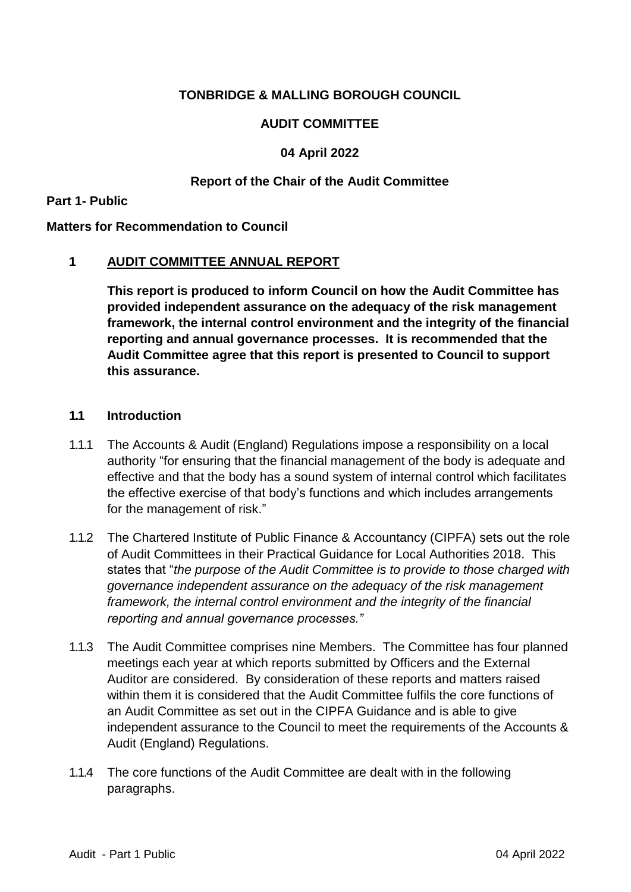**TONBRIDGE & MALLING BOROUGH COUNCIL**

**AUDIT COMMITTEE**

**04 April 2022**

**Report of the Chair of the Audit Committee**

**Part 1- Public**

**Matters for Recommendation to Council**

## 1 AUDIT COMMITTEE ANNUAL REPORT

**This report is produced to inform Council on how the Audit Committee has provided independent assurance on the adequacy of the risk management framework, the internal control environment and the integrity of the financial reporting and annual governance processes. It is recommended that the Audit Committee agree that this report is presented to Council to support this assurance.**

### 1.1 Introduction

1.1.1 The Accounts & Audit (England) Regulations impose a responsibility on a local authority "for ensuring that the financial management of the body is adequate and effective and that the body has a sound system of internal control which facilitates the effective exercise of that body's functions and which includes arrangements for the management of risk."

1.1.2 The Chartered Institute of Public Finance & Accountancy (CIPFA) sets out the role of Audit Committees in their Practical Guidance for Local Authorities 2018. This states that "*the purpose of the Audit Committee is to provide to those charged with governance independent assurance on the adequacy of the risk management framework, the internal control environment and the integrity of the financial reporting and annual governance processes."*

1.1.3 The Audit Committee comprises nine Members. The Committee has four planned meetings each year at which reports submitted by Officers and the External Auditor are considered. By consideration of these reports and matters raised within them it is considered that the Audit Committee fulfils the core functions of an Audit Committee as set out in the CIPFA Guidance and is able to give independent assurance to the Council to meet the requirements of the Accounts & Audit (England) Regulations.

1.1.4 The core functions of the Audit Committee are dealt with in the following paragraphs.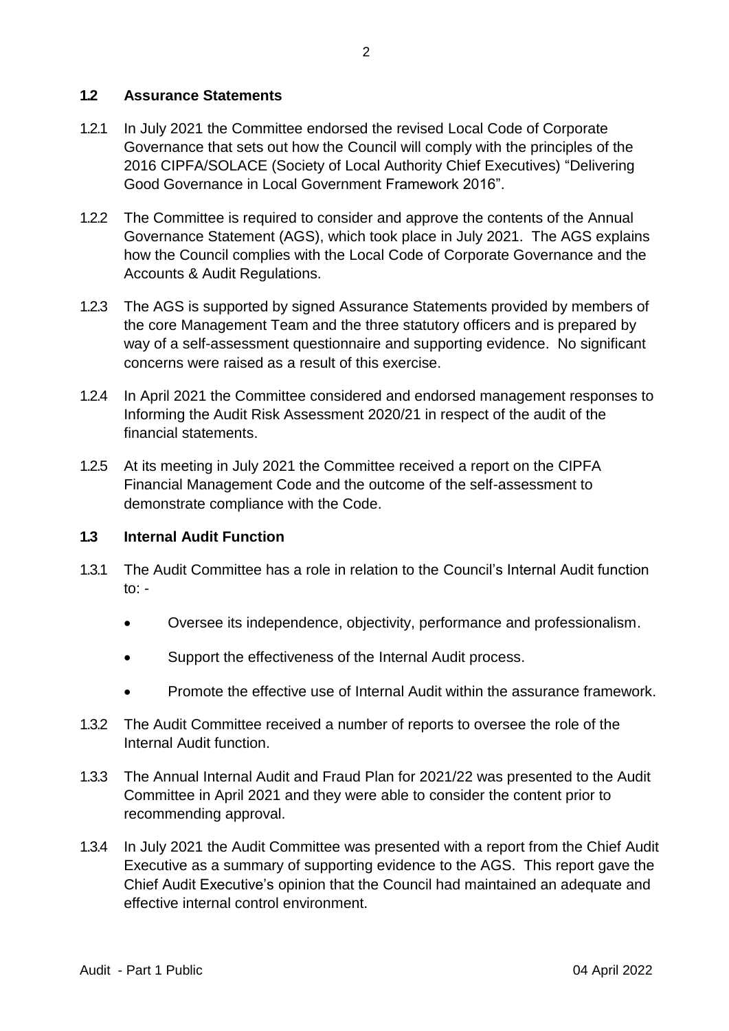## 1.2 Assurance Statements

1.2.1 In July 2021 the Committee endorsed the revised Local Code of Corporate Governance that sets out how the Council will comply with the principles of the 2016 CIPFA/SOLACE (Society of Local Authority Chief Executives) "Delivering Good Governance in Local Government Framework 2016".

1.2.2 The Committee is required to consider and approve the contents of the Annual Governance Statement (AGS), which took place in July 2021. The AGS explains how the Council complies with the Local Code of Corporate Governance and the Accounts & Audit Regulations.

1.2.3 The AGS is supported by signed Assurance Statements provided by members of the core Management Team and the three statutory officers and is prepared by way of a self-assessment questionnaire and supporting evidence. No significant concerns were raised as a result of this exercise.

1.2.4 In April 2021 the Committee considered and endorsed management responses to Informing the Audit Risk Assessment 2020/21 in respect of the audit of the financial statements.

1.2.5 At its meeting in July 2021 the Committee received a report on the CIPFA Financial Management Code and the outcome of the self-assessment to demonstrate compliance with the Code.

## 1.3 Internal Audit Function

1.3.1 The Audit Committee has a role in relation to the Council's Internal Audit function to: -

- Oversee its independence, objectivity, performance and professionalism.
- Support the effectiveness of the Internal Audit process.
- Promote the effective use of Internal Audit within the assurance framework.

1.3.2 The Audit Committee received a number of reports to oversee the role of the Internal Audit function.

1.3.3 The Annual Internal Audit and Fraud Plan for 2021/22 was presented to the Audit Committee in April 2021 and they were able to consider the content prior to recommending approval.

1.3.4 In July 2021 the Audit Committee was presented with a report from the Chief Audit Executive as a summary of supporting evidence to the AGS. This report gave the Chief Audit Executive's opinion that the Council had maintained an adequate and effective internal control environment.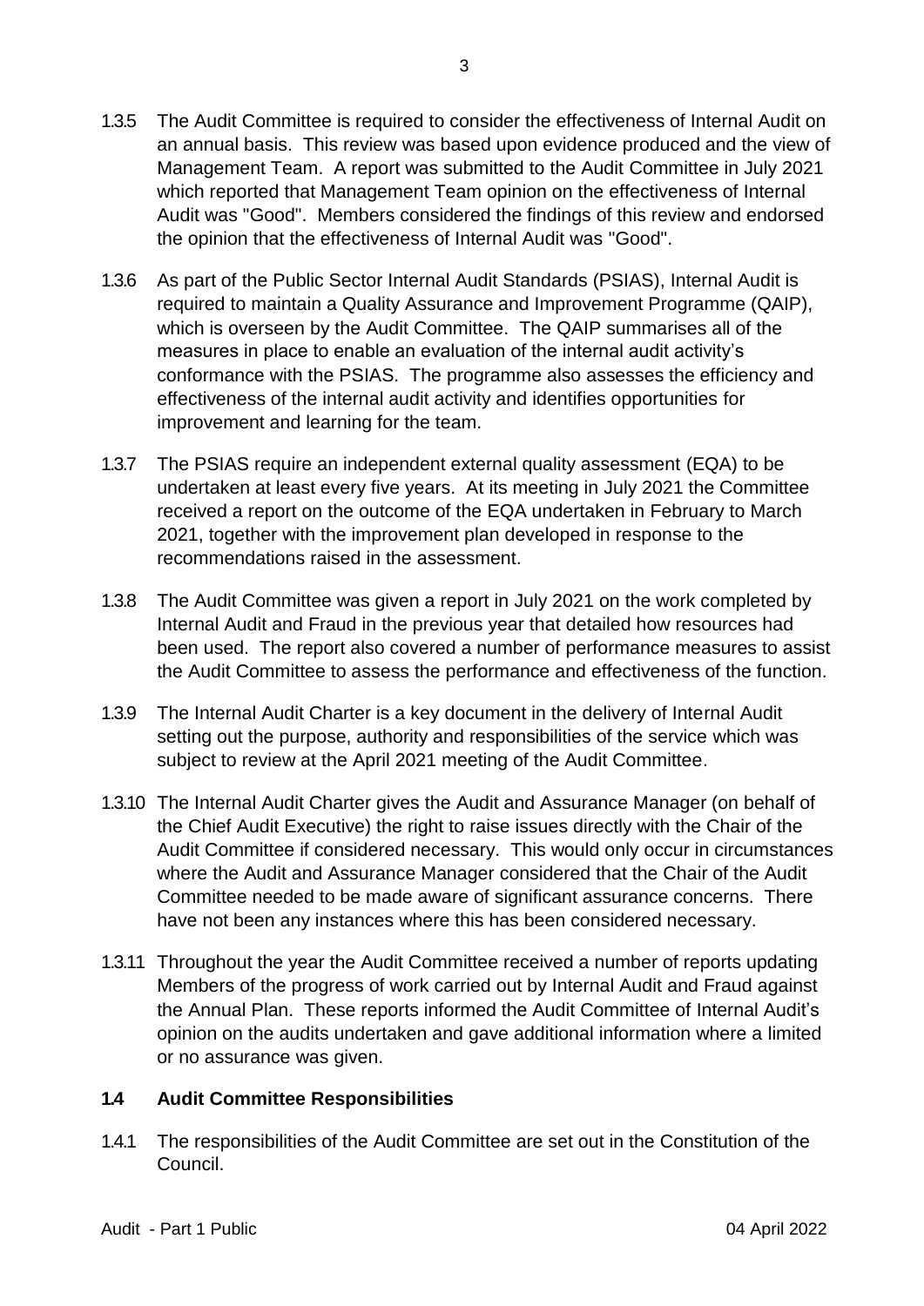1.3.5 The Audit Committee is required to consider the effectiveness of Internal Audit on an annual basis. This review was based upon evidence produced and the view of Management Team. A report was submitted to the Audit Committee in July 2021 which reported that Management Team opinion on the effectiveness of Internal Audit was "Good". Members considered the findings of this review and endorsed the opinion that the effectiveness of Internal Audit was "Good".

1.3.6 As part of the Public Sector Internal Audit Standards (PSIAS), Internal Audit is required to maintain a Quality Assurance and Improvement Programme (QAIP), which is overseen by the Audit Committee. The QAIP summarises all of the measures in place to enable an evaluation of the internal audit activity's conformance with the PSIAS. The programme also assesses the efficiency and effectiveness of the internal audit activity and identifies opportunities for improvement and learning for the team.

1.3.7 The PSIAS require an independent external quality assessment (EQA) to be undertaken at least every five years. At its meeting in July 2021 the Committee received a report on the outcome of the EQA undertaken in February to March 2021, together with the improvement plan developed in response to the recommendations raised in the assessment.

1.3.8 The Audit Committee was given a report in July 2021 on the work completed by Internal Audit and Fraud in the previous year that detailed how resources had been used. The report also covered a number of performance measures to assist the Audit Committee to assess the performance and effectiveness of the function.

1.3.9 The Internal Audit Charter is a key document in the delivery of Internal Audit setting out the purpose, authority and responsibilities of the service which was subject to review at the April 2021 meeting of the Audit Committee.

1.3.10 The Internal Audit Charter gives the Audit and Assurance Manager (on behalf of the Chief Audit Executive) the right to raise issues directly with the Chair of the Audit Committee if considered necessary. This would only occur in circumstances where the Audit and Assurance Manager considered that the Chair of the Audit Committee needed to be made aware of significant assurance concerns. There have not been any instances where this has been considered necessary.

1.3.11 Throughout the year the Audit Committee received a number of reports updating Members of the progress of work carried out by Internal Audit and Fraud against the Annual Plan. These reports informed the Audit Committee of Internal Audit's opinion on the audits undertaken and gave additional information where a limited or no assurance was given.

## 1.4 Audit Committee Responsibilities

1.4.1 The responsibilities of the Audit Committee are set out in the Constitution of the Council.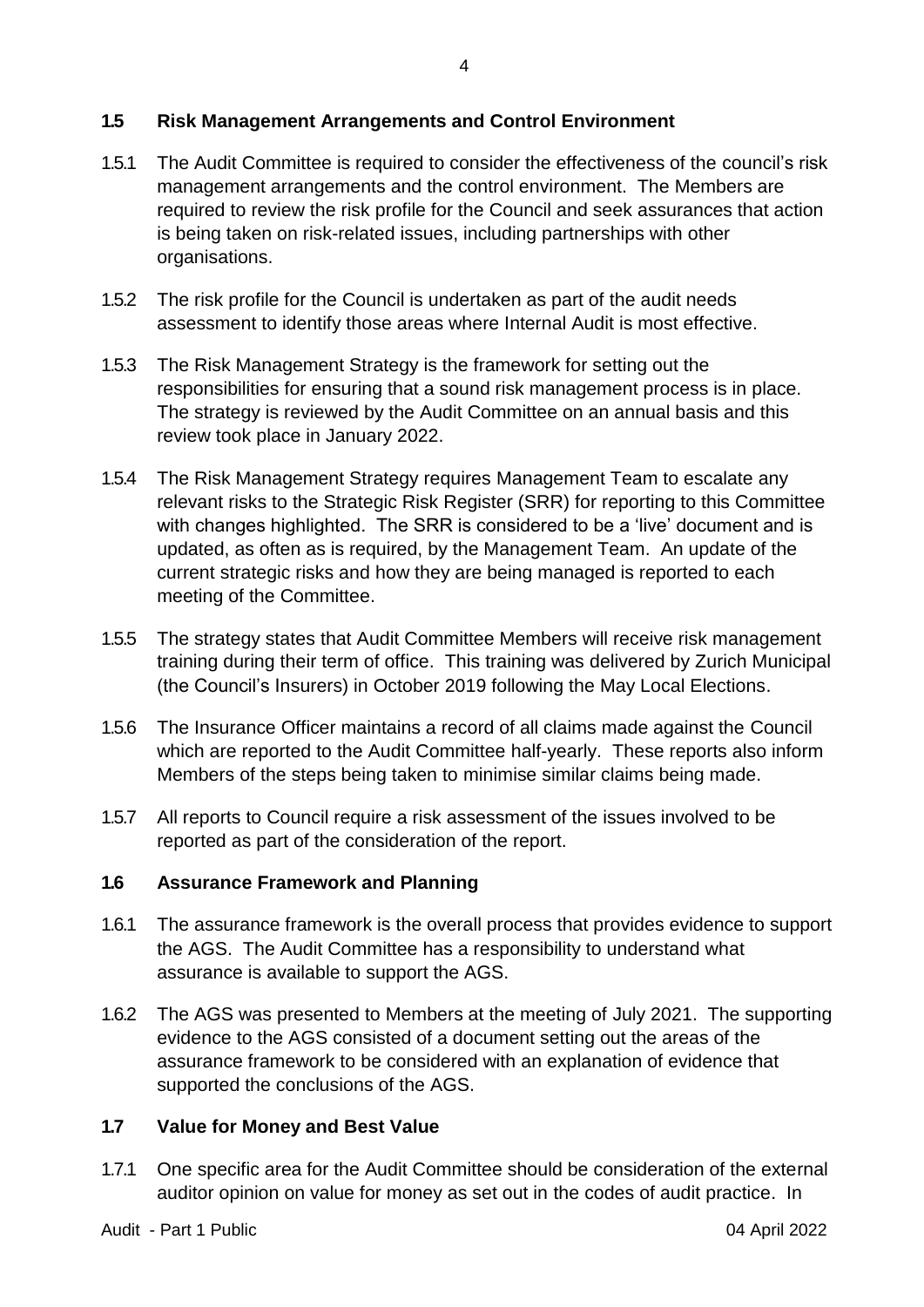## 1.5 Risk Management Arrangements and Control Environment

1.5.1 The Audit Committee is required to consider the effectiveness of the council's risk management arrangements and the control environment. The Members are required to review the risk profile for the Council and seek assurances that action is being taken on risk-related issues, including partnerships with other organisations.

1.5.2 The risk profile for the Council is undertaken as part of the audit needs assessment to identify those areas where Internal Audit is most effective.

1.5.3 The Risk Management Strategy is the framework for setting out the responsibilities for ensuring that a sound risk management process is in place. The strategy is reviewed by the Audit Committee on an annual basis and this review took place in January 2022.

1.5.4 The Risk Management Strategy requires Management Team to escalate any relevant risks to the Strategic Risk Register (SRR) for reporting to this Committee with changes highlighted. The SRR is considered to be a 'live' document and is updated, as often as is required, by the Management Team. An update of the current strategic risks and how they are being managed is reported to each meeting of the Committee.

1.5.5 The strategy states that Audit Committee Members will receive risk management training during their term of office. This training was delivered by Zurich Municipal (the Council's Insurers) in October 2019 following the May Local Elections.

1.5.6 The Insurance Officer maintains a record of all claims made against the Council which are reported to the Audit Committee half-yearly. These reports also inform Members of the steps being taken to minimise similar claims being made.

1.5.7 All reports to Council require a risk assessment of the issues involved to be reported as part of the consideration of the report.

## 1.6 Assurance Framework and Planning

1.6.1 The assurance framework is the overall process that provides evidence to support the AGS. The Audit Committee has a responsibility to understand what assurance is available to support the AGS.

1.6.2 The AGS was presented to Members at the meeting of July 2021. The supporting evidence to the AGS consisted of a document setting out the areas of the assurance framework to be considered with an explanation of evidence that supported the conclusions of the AGS.

## 1.7 Value for Money and Best Value

1.7.1 One specific area for the Audit Committee should be consideration of the external auditor opinion on value for money as set out in the codes of audit practice. In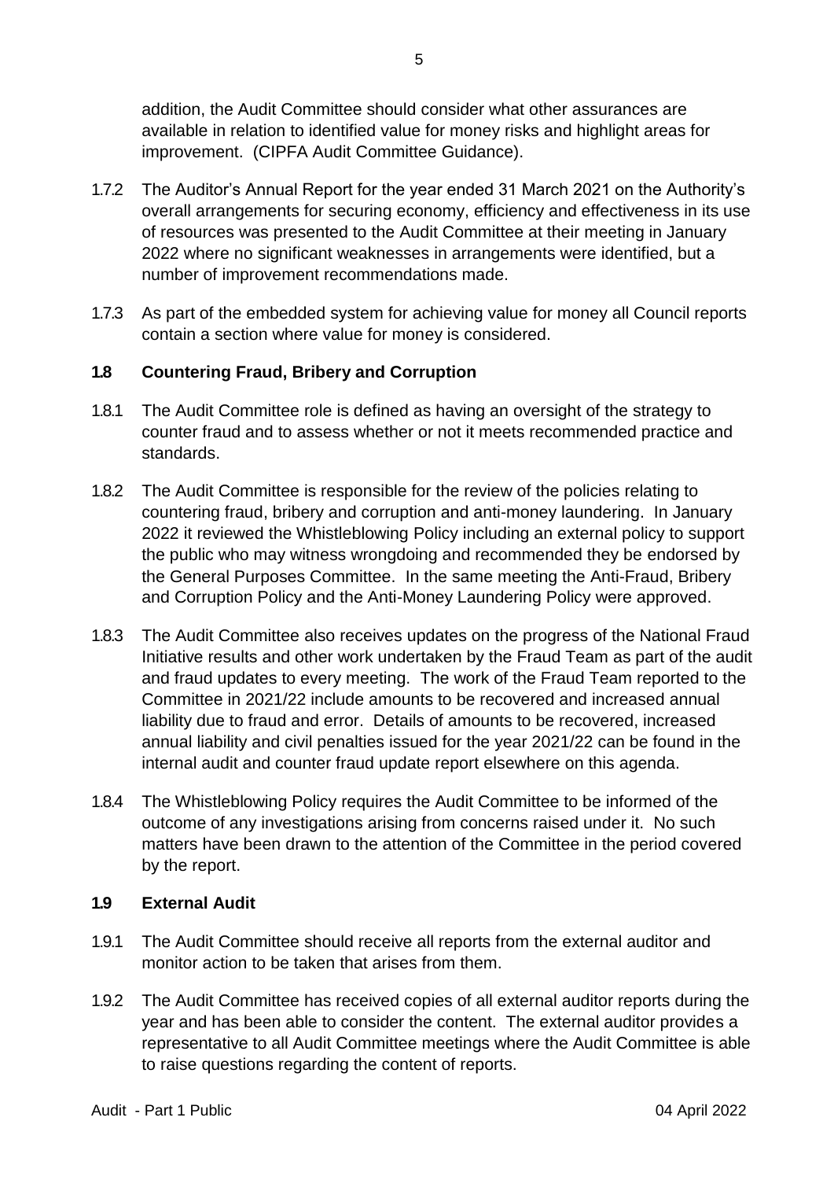addition, the Audit Committee should consider what other assurances are available in relation to identified value for money risks and highlight areas for improvement. (CIPFA Audit Committee Guidance).

1.7.2 The Auditor's Annual Report for the year ended 31 March 2021 on the Authority's overall arrangements for securing economy, efficiency and effectiveness in its use of resources was presented to the Audit Committee at their meeting in January 2022 where no significant weaknesses in arrangements were identified, but a number of improvement recommendations made.

1.7.3 As part of the embedded system for achieving value for money all Council reports contain a section where value for money is considered.

## 1.8 Countering Fraud, Bribery and Corruption

1.8.1 The Audit Committee role is defined as having an oversight of the strategy to counter fraud and to assess whether or not it meets recommended practice and standards.

1.8.2 The Audit Committee is responsible for the review of the policies relating to countering fraud, bribery and corruption and anti-money laundering. In January 2022 it reviewed the Whistleblowing Policy including an external policy to support the public who may witness wrongdoing and recommended they be endorsed by the General Purposes Committee. In the same meeting the Anti-Fraud, Bribery and Corruption Policy and the Anti-Money Laundering Policy were approved.

1.8.3 The Audit Committee also receives updates on the progress of the National Fraud Initiative results and other work undertaken by the Fraud Team as part of the audit and fraud updates to every meeting. The work of the Fraud Team reported to the Committee in 2021/22 include amounts to be recovered and increased annual liability due to fraud and error. Details of amounts to be recovered, increased annual liability and civil penalties issued for the year 2021/22 can be found in the internal audit and counter fraud update report elsewhere on this agenda.

1.8.4 The Whistleblowing Policy requires the Audit Committee to be informed of the outcome of any investigations arising from concerns raised under it. No such matters have been drawn to the attention of the Committee in the period covered by the report.

## 1.9 External Audit

1.9.1 The Audit Committee should receive all reports from the external auditor and monitor action to be taken that arises from them.

1.9.2 The Audit Committee has received copies of all external auditor reports during the year and has been able to consider the content. The external auditor provides a representative to all Audit Committee meetings where the Audit Committee is able to raise questions regarding the content of reports.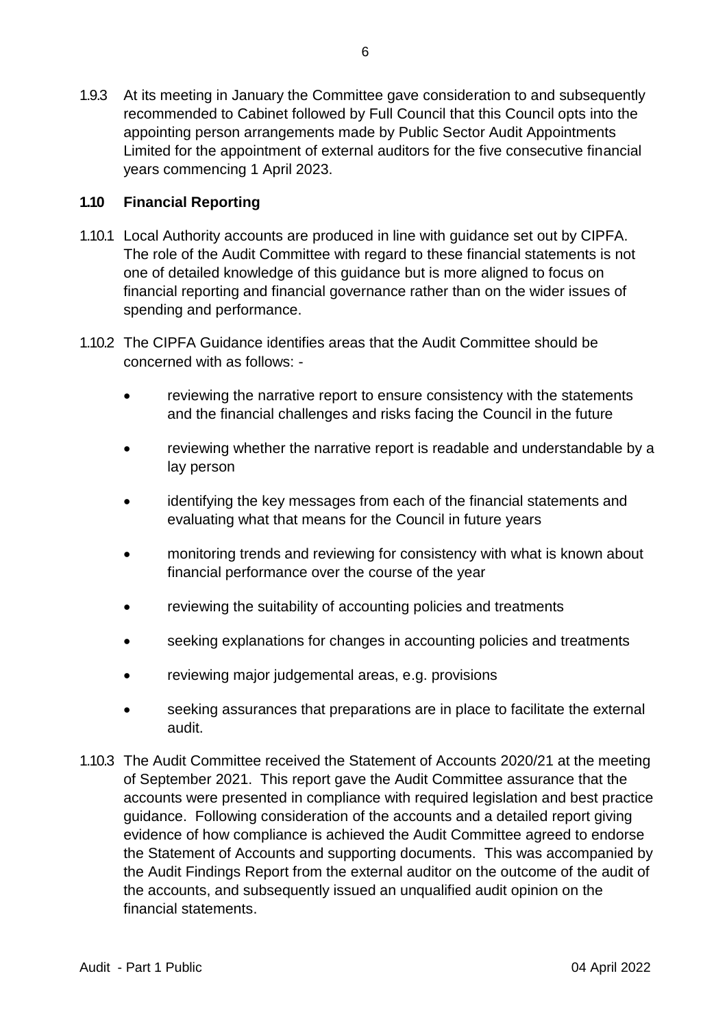1.9.3 At its meeting in January the Committee gave consideration to and subsequently recommended to Cabinet followed by Full Council that this Council opts into the appointing person arrangements made by Public Sector Audit Appointments Limited for the appointment of external auditors for the five consecutive financial years commencing 1 April 2023.

**1.10 Financial Reporting**

1.10.1 Local Authority accounts are produced in line with guidance set out by CIPFA. The role of the Audit Committee with regard to these financial statements is not one of detailed knowledge of this guidance but is more aligned to focus on financial reporting and financial governance rather than on the wider issues of spending and performance.

1.10.2 The CIPFA Guidance identifies areas that the Audit Committee should be concerned with as follows: -

- reviewing the narrative report to ensure consistency with the statements and the financial challenges and risks facing the Council in the future
- reviewing whether the narrative report is readable and understandable by a lay person
- identifying the key messages from each of the financial statements and evaluating what that means for the Council in future years
- monitoring trends and reviewing for consistency with what is known about financial performance over the course of the year
- reviewing the suitability of accounting policies and treatments
- seeking explanations for changes in accounting policies and treatments
- reviewing major judgemental areas, e.g. provisions
- seeking assurances that preparations are in place to facilitate the external audit.

1.10.3 The Audit Committee received the Statement of Accounts 2020/21 at the meeting of September 2021. This report gave the Audit Committee assurance that the accounts were presented in compliance with required legislation and best practice guidance. Following consideration of the accounts and a detailed report giving evidence of how compliance is achieved the Audit Committee agreed to endorse the Statement of Accounts and supporting documents. This was accompanied by the Audit Findings Report from the external auditor on the outcome of the audit of the accounts, and subsequently issued an unqualified audit opinion on the financial statements.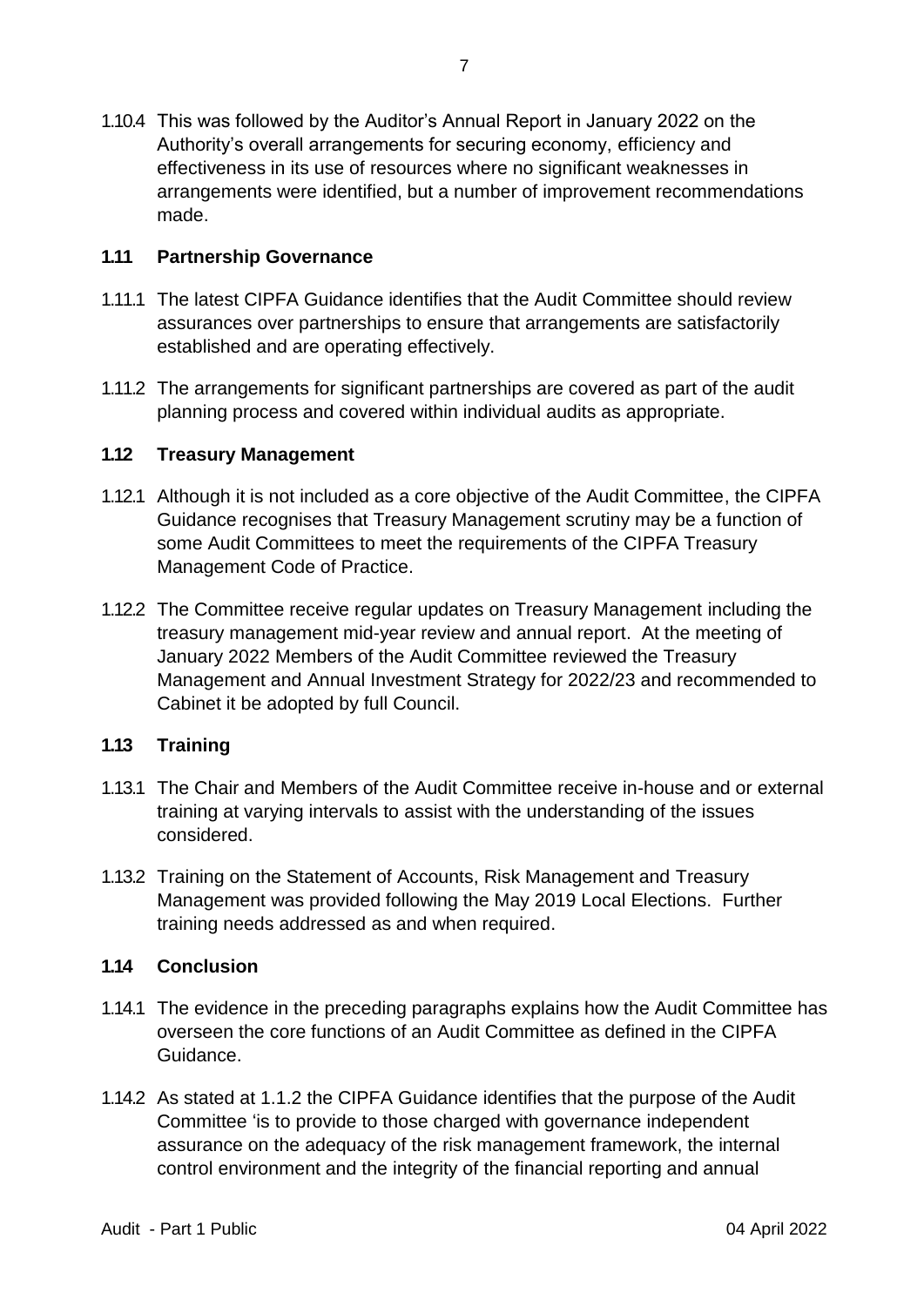1.10.4 This was followed by the Auditor's Annual Report in January 2022 on the Authority's overall arrangements for securing economy, efficiency and effectiveness in its use of resources where no significant weaknesses in arrangements were identified, but a number of improvement recommendations made.

### 1.11 Partnership Governance

1.11.1 The latest CIPFA Guidance identifies that the Audit Committee should review assurances over partnerships to ensure that arrangements are satisfactorily established and are operating effectively.

1.11.2 The arrangements for significant partnerships are covered as part of the audit planning process and covered within individual audits as appropriate.

### 1.12 Treasury Management

1.12.1 Although it is not included as a core objective of the Audit Committee, the CIPFA Guidance recognises that Treasury Management scrutiny may be a function of some Audit Committees to meet the requirements of the CIPFA Treasury Management Code of Practice.

1.12.2 The Committee receive regular updates on Treasury Management including the treasury management mid-year review and annual report. At the meeting of January 2022 Members of the Audit Committee reviewed the Treasury Management and Annual Investment Strategy for 2022/23 and recommended to Cabinet it be adopted by full Council.

### 1.13 Training

1.13.1 The Chair and Members of the Audit Committee receive in-house and or external training at varying intervals to assist with the understanding of the issues considered.

1.13.2 Training on the Statement of Accounts, Risk Management and Treasury Management was provided following the May 2019 Local Elections. Further training needs addressed as and when required.

### 1.14 Conclusion

1.14.1 The evidence in the preceding paragraphs explains how the Audit Committee has overseen the core functions of an Audit Committee as defined in the CIPFA Guidance.

1.14.2 As stated at 1.1.2 the CIPFA Guidance identifies that the purpose of the Audit Committee 'is to provide to those charged with governance independent assurance on the adequacy of the risk management framework, the internal control environment and the integrity of the financial reporting and annual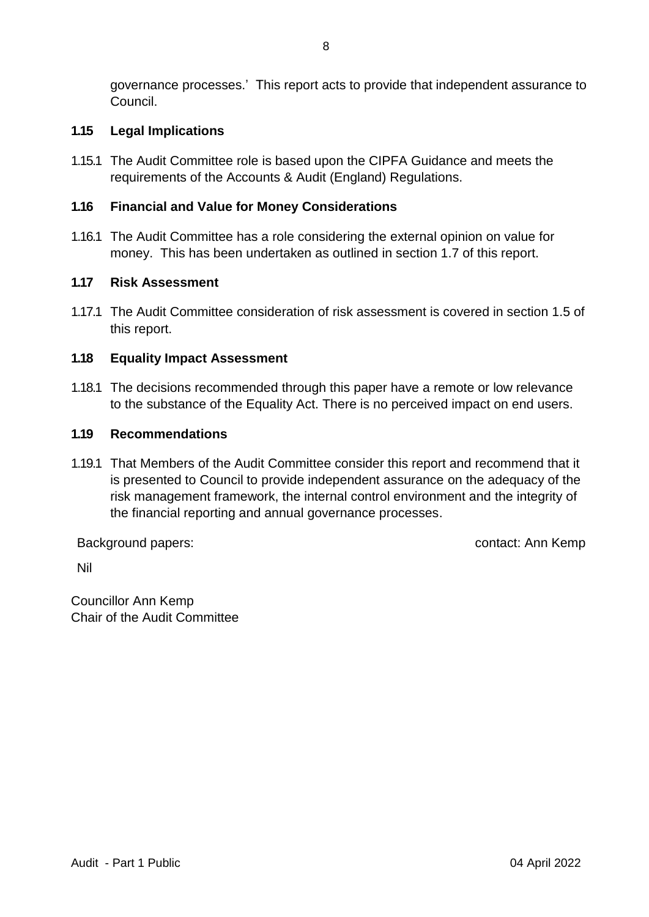governance processes.' This report acts to provide that independent assurance to Council.

### 1.15 Legal Implications

1.15.1 The Audit Committee role is based upon the CIPFA Guidance and meets the requirements of the Accounts & Audit (England) Regulations.

### 1.16 Financial and Value for Money Considerations

1.16.1 The Audit Committee has a role considering the external opinion on value for money. This has been undertaken as outlined in section 1.7 of this report.

### 1.17 Risk Assessment

1.17.1 The Audit Committee consideration of risk assessment is covered in section 1.5 of this report.

### 1.18 Equality Impact Assessment

1.18.1 The decisions recommended through this paper have a remote or low relevance to the substance of the Equality Act. There is no perceived impact on end users.

### 1.19 Recommendations

1.19.1 That Members of the Audit Committee consider this report and recommend that it is presented to Council to provide independent assurance on the adequacy of the risk management framework, the internal control environment and the integrity of the financial reporting and annual governance processes.

Background papers: contact: Ann Kemp

Nil

Councillor Ann Kemp
Chair of the Audit Committee